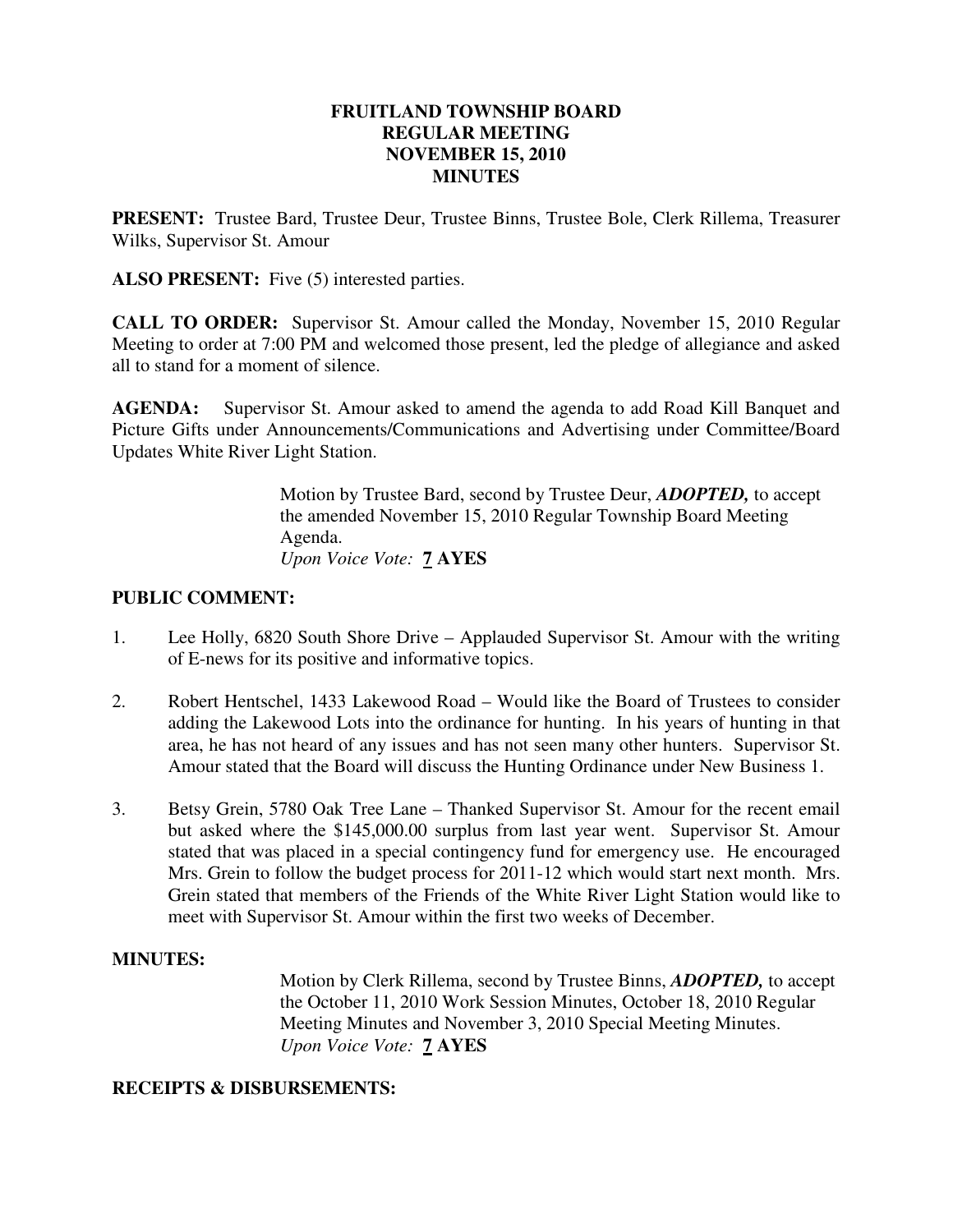**FRUITLAND TOWNSHIP BOARD**
**REGULAR MEETING**
**NOVEMBER 15, 2010**
**MINUTES**

**PRESENT:** Trustee Bard, Trustee Deur, Trustee Binns, Trustee Bole, Clerk Rillema, Treasurer Wilks, Supervisor St. Amour

**ALSO PRESENT:** Five (5) interested parties.

**CALL TO ORDER:** Supervisor St. Amour called the Monday, November 15, 2010 Regular Meeting to order at 7:00 PM and welcomed those present, led the pledge of allegiance and asked all to stand for a moment of silence.

**AGENDA:** Supervisor St. Amour asked to amend the agenda to add Road Kill Banquet and Picture Gifts under Announcements/Communications and Advertising under Committee/Board Updates White River Light Station.

> Motion by Trustee Bard, second by Trustee Deur, ***ADOPTED,*** to accept the amended November 15, 2010 Regular Township Board Meeting Agenda.
> *Upon Voice Vote:* **7 AYES**

**PUBLIC COMMENT:**

1. Lee Holly, 6820 South Shore Drive – Applauded Supervisor St. Amour with the writing of E-news for its positive and informative topics.

2. Robert Hentschel, 1433 Lakewood Road – Would like the Board of Trustees to consider adding the Lakewood Lots into the ordinance for hunting. In his years of hunting in that area, he has not heard of any issues and has not seen many other hunters. Supervisor St. Amour stated that the Board will discuss the Hunting Ordinance under New Business 1.

3. Betsy Grein, 5780 Oak Tree Lane – Thanked Supervisor St. Amour for the recent email but asked where the $145,000.00 surplus from last year went. Supervisor St. Amour stated that was placed in a special contingency fund for emergency use. He encouraged Mrs. Grein to follow the budget process for 2011-12 which would start next month. Mrs. Grein stated that members of the Friends of the White River Light Station would like to meet with Supervisor St. Amour within the first two weeks of December.

**MINUTES:**

> Motion by Clerk Rillema, second by Trustee Binns, ***ADOPTED,*** to accept the October 11, 2010 Work Session Minutes, October 18, 2010 Regular Meeting Minutes and November 3, 2010 Special Meeting Minutes.
> *Upon Voice Vote:* **7 AYES**

**RECEIPTS & DISBURSEMENTS:**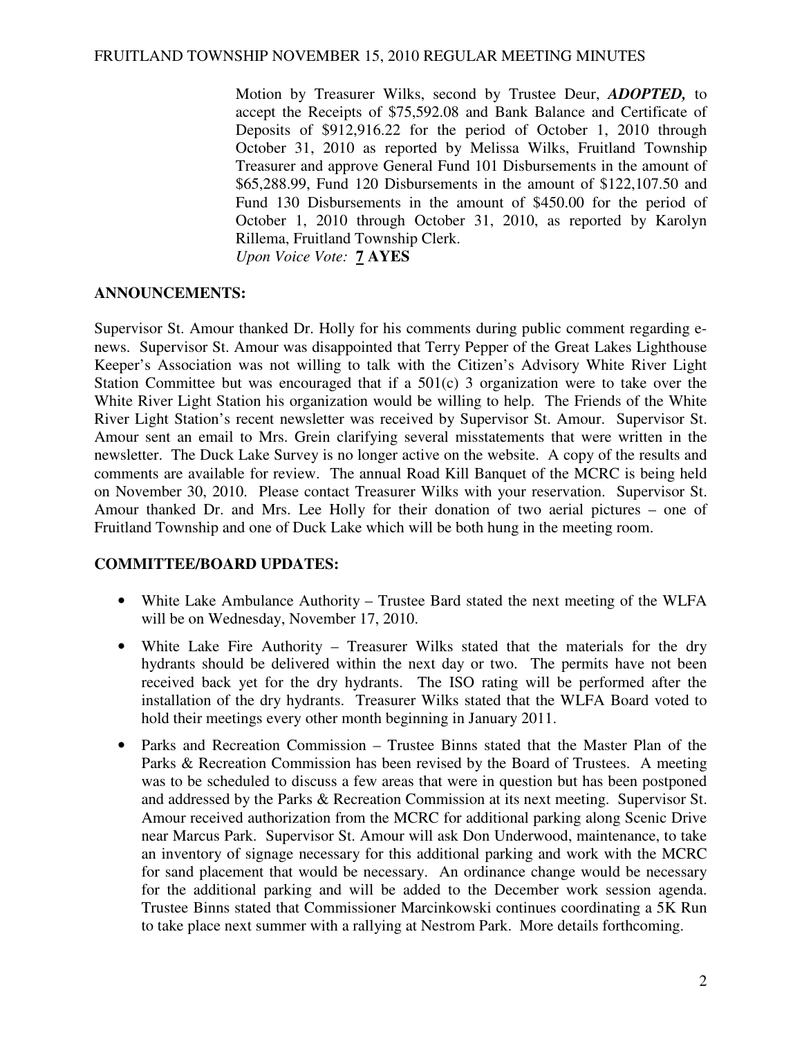Motion by Treasurer Wilks, second by Trustee Deur, ***ADOPTED,*** to accept the Receipts of $75,592.08 and Bank Balance and Certificate of Deposits of $912,916.22 for the period of October 1, 2010 through October 31, 2010 as reported by Melissa Wilks, Fruitland Township Treasurer and approve General Fund 101 Disbursements in the amount of $65,288.99, Fund 120 Disbursements in the amount of $122,107.50 and Fund 130 Disbursements in the amount of $450.00 for the period of October 1, 2010 through October 31, 2010, as reported by Karolyn Rillema, Fruitland Township Clerk.
*Upon Voice Vote:* **7 AYES**

## ANNOUNCEMENTS:

Supervisor St. Amour thanked Dr. Holly for his comments during public comment regarding e-news. Supervisor St. Amour was disappointed that Terry Pepper of the Great Lakes Lighthouse Keeper's Association was not willing to talk with the Citizen's Advisory White River Light Station Committee but was encouraged that if a 501(c) 3 organization were to take over the White River Light Station his organization would be willing to help. The Friends of the White River Light Station's recent newsletter was received by Supervisor St. Amour. Supervisor St. Amour sent an email to Mrs. Grein clarifying several misstatements that were written in the newsletter. The Duck Lake Survey is no longer active on the website. A copy of the results and comments are available for review. The annual Road Kill Banquet of the MCRC is being held on November 30, 2010. Please contact Treasurer Wilks with your reservation. Supervisor St. Amour thanked Dr. and Mrs. Lee Holly for their donation of two aerial pictures – one of Fruitland Township and one of Duck Lake which will be both hung in the meeting room.

## COMMITTEE/BOARD UPDATES:

- White Lake Ambulance Authority – Trustee Bard stated the next meeting of the WLFA will be on Wednesday, November 17, 2010.
- White Lake Fire Authority – Treasurer Wilks stated that the materials for the dry hydrants should be delivered within the next day or two. The permits have not been received back yet for the dry hydrants. The ISO rating will be performed after the installation of the dry hydrants. Treasurer Wilks stated that the WLFA Board voted to hold their meetings every other month beginning in January 2011.
- Parks and Recreation Commission – Trustee Binns stated that the Master Plan of the Parks & Recreation Commission has been revised by the Board of Trustees. A meeting was to be scheduled to discuss a few areas that were in question but has been postponed and addressed by the Parks & Recreation Commission at its next meeting. Supervisor St. Amour received authorization from the MCRC for additional parking along Scenic Drive near Marcus Park. Supervisor St. Amour will ask Don Underwood, maintenance, to take an inventory of signage necessary for this additional parking and work with the MCRC for sand placement that would be necessary. An ordinance change would be necessary for the additional parking and will be added to the December work session agenda. Trustee Binns stated that Commissioner Marcinkowski continues coordinating a 5K Run to take place next summer with a rallying at Nestrom Park. More details forthcoming.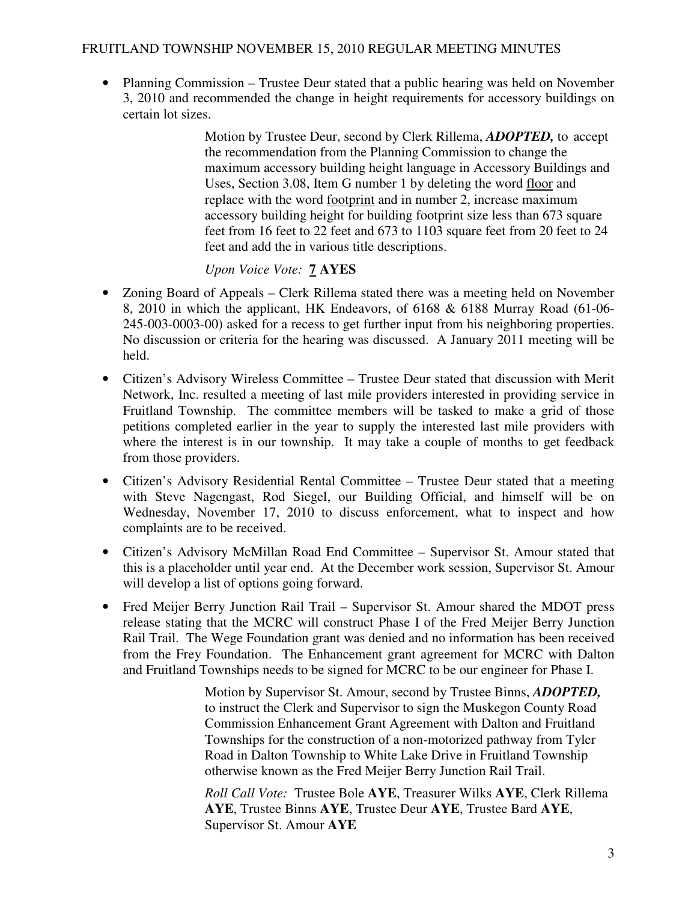- Planning Commission – Trustee Deur stated that a public hearing was held on November 3, 2010 and recommended the change in height requirements for accessory buildings on certain lot sizes.

  Motion by Trustee Deur, second by Clerk Rillema, ***ADOPTED,*** to accept the recommendation from the Planning Commission to change the maximum accessory building height language in Accessory Buildings and Uses, Section 3.08, Item G number 1 by deleting the word <u>floor</u> and replace with the word <u>footprint</u> and in number 2, increase maximum accessory building height for building footprint size less than 673 square feet from 16 feet to 22 feet and 673 to 1103 square feet from 20 feet to 24 feet and add the in various title descriptions.

  *Upon Voice Vote:* **<u>7</u> AYES**

- Zoning Board of Appeals – Clerk Rillema stated there was a meeting held on November 8, 2010 in which the applicant, HK Endeavors, of 6168 & 6188 Murray Road (61-06-245-003-0003-00) asked for a recess to get further input from his neighboring properties. No discussion or criteria for the hearing was discussed. A January 2011 meeting will be held.

- Citizen's Advisory Wireless Committee – Trustee Deur stated that discussion with Merit Network, Inc. resulted a meeting of last mile providers interested in providing service in Fruitland Township. The committee members will be tasked to make a grid of those petitions completed earlier in the year to supply the interested last mile providers with where the interest is in our township. It may take a couple of months to get feedback from those providers.

- Citizen's Advisory Residential Rental Committee – Trustee Deur stated that a meeting with Steve Nagengast, Rod Siegel, our Building Official, and himself will be on Wednesday, November 17, 2010 to discuss enforcement, what to inspect and how complaints are to be received.

- Citizen's Advisory McMillan Road End Committee – Supervisor St. Amour stated that this is a placeholder until year end. At the December work session, Supervisor St. Amour will develop a list of options going forward.

- Fred Meijer Berry Junction Rail Trail – Supervisor St. Amour shared the MDOT press release stating that the MCRC will construct Phase I of the Fred Meijer Berry Junction Rail Trail. The Wege Foundation grant was denied and no information has been received from the Frey Foundation. The Enhancement grant agreement for MCRC with Dalton and Fruitland Townships needs to be signed for MCRC to be our engineer for Phase I.

  Motion by Supervisor St. Amour, second by Trustee Binns, ***ADOPTED,*** to instruct the Clerk and Supervisor to sign the Muskegon County Road Commission Enhancement Grant Agreement with Dalton and Fruitland Townships for the construction of a non-motorized pathway from Tyler Road in Dalton Township to White Lake Drive in Fruitland Township otherwise known as the Fred Meijer Berry Junction Rail Trail.

  *Roll Call Vote:* Trustee Bole **AYE**, Treasurer Wilks **AYE**, Clerk Rillema **AYE**, Trustee Binns **AYE**, Trustee Deur **AYE**, Trustee Bard **AYE**, Supervisor St. Amour **AYE**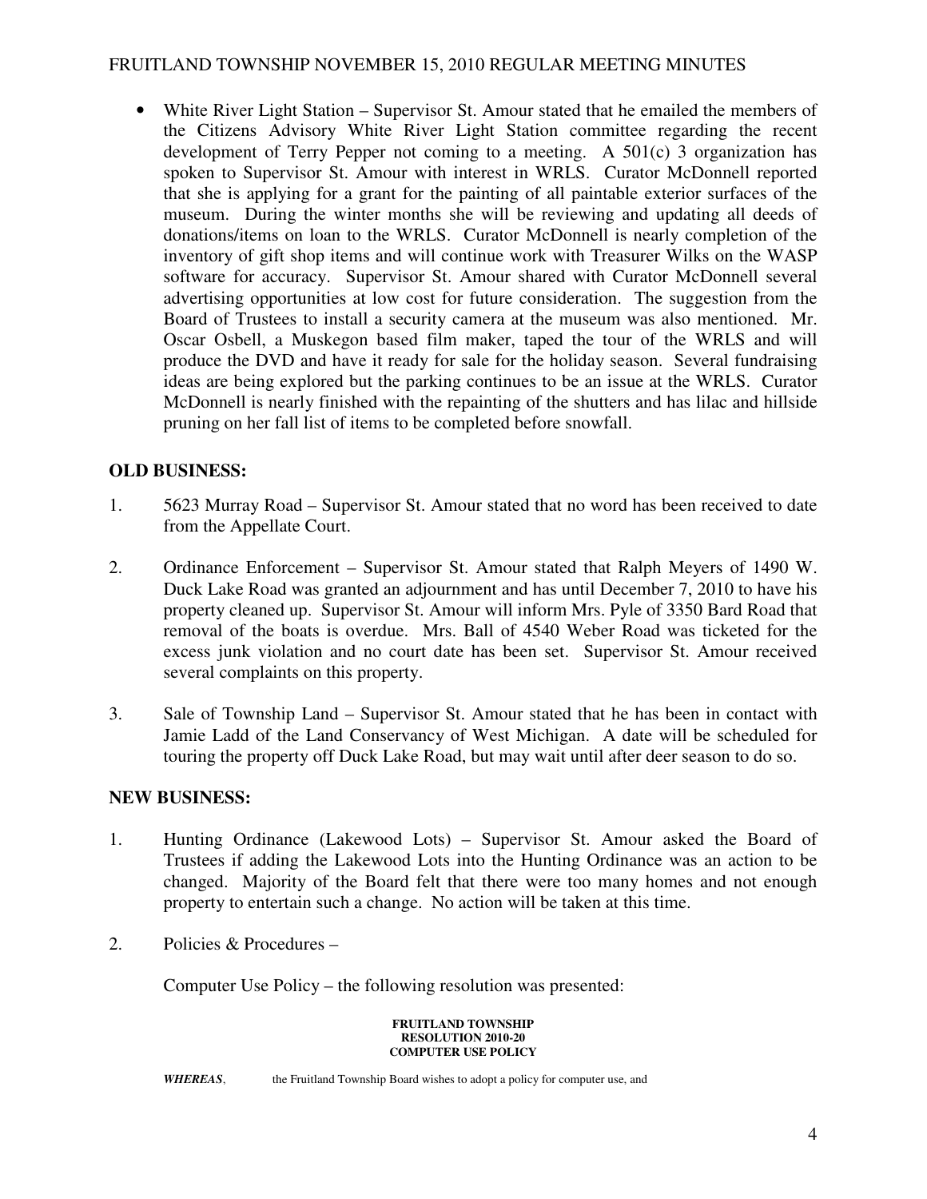- White River Light Station – Supervisor St. Amour stated that he emailed the members of the Citizens Advisory White River Light Station committee regarding the recent development of Terry Pepper not coming to a meeting. A 501(c) 3 organization has spoken to Supervisor St. Amour with interest in WRLS. Curator McDonnell reported that she is applying for a grant for the painting of all paintable exterior surfaces of the museum. During the winter months she will be reviewing and updating all deeds of donations/items on loan to the WRLS. Curator McDonnell is nearly completion of the inventory of gift shop items and will continue work with Treasurer Wilks on the WASP software for accuracy. Supervisor St. Amour shared with Curator McDonnell several advertising opportunities at low cost for future consideration. The suggestion from the Board of Trustees to install a security camera at the museum was also mentioned. Mr. Oscar Osbell, a Muskegon based film maker, taped the tour of the WRLS and will produce the DVD and have it ready for sale for the holiday season. Several fundraising ideas are being explored but the parking continues to be an issue at the WRLS. Curator McDonnell is nearly finished with the repainting of the shutters and has lilac and hillside pruning on her fall list of items to be completed before snowfall.

**OLD BUSINESS:**

1. 5623 Murray Road – Supervisor St. Amour stated that no word has been received to date from the Appellate Court.

2. Ordinance Enforcement – Supervisor St. Amour stated that Ralph Meyers of 1490 W. Duck Lake Road was granted an adjournment and has until December 7, 2010 to have his property cleaned up. Supervisor St. Amour will inform Mrs. Pyle of 3350 Bard Road that removal of the boats is overdue. Mrs. Ball of 4540 Weber Road was ticketed for the excess junk violation and no court date has been set. Supervisor St. Amour received several complaints on this property.

3. Sale of Township Land – Supervisor St. Amour stated that he has been in contact with Jamie Ladd of the Land Conservancy of West Michigan. A date will be scheduled for touring the property off Duck Lake Road, but may wait until after deer season to do so.

**NEW BUSINESS:**

1. Hunting Ordinance (Lakewood Lots) – Supervisor St. Amour asked the Board of Trustees if adding the Lakewood Lots into the Hunting Ordinance was an action to be changed. Majority of the Board felt that there were too many homes and not enough property to entertain such a change. No action will be taken at this time.

2. Policies & Procedures –

   Computer Use Policy – the following resolution was presented:

**FRUITLAND TOWNSHIP**
**RESOLUTION 2010-20**
**COMPUTER USE POLICY**

***WHEREAS***, the Fruitland Township Board wishes to adopt a policy for computer use, and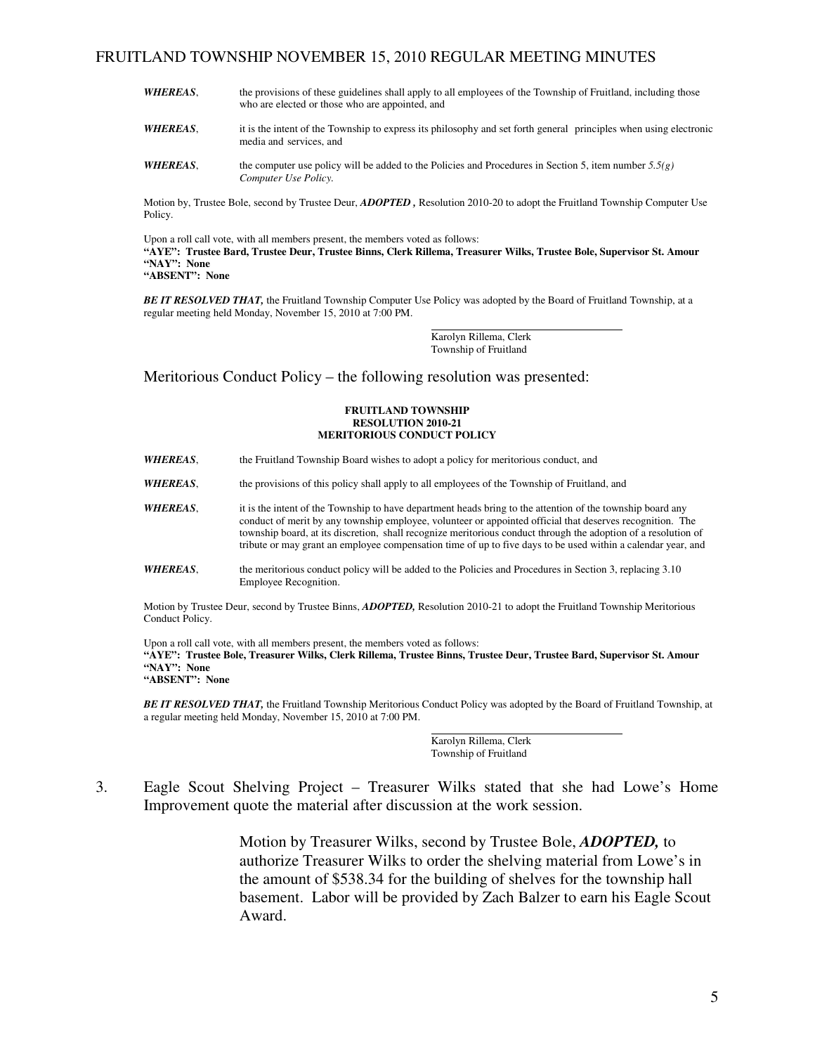| | |
|---|---|
| ***WHEREAS***, | the provisions of these guidelines shall apply to all employees of the Township of Fruitland, including those who are elected or those who are appointed, and |
| ***WHEREAS***, | it is the intent of the Township to express its philosophy and set forth general principles when using electronic media and services, and |
| ***WHEREAS***, | the computer use policy will be added to the Policies and Procedures in Section 5, item number *5.5(g) Computer Use Policy.* |

Motion by, Trustee Bole, second by Trustee Deur, ***ADOPTED ,*** Resolution 2010-20 to adopt the Fruitland Township Computer Use Policy.

Upon a roll call vote, with all members present, the members voted as follows:
**"AYE": Trustee Bard, Trustee Deur, Trustee Binns, Clerk Rillema, Treasurer Wilks, Trustee Bole, Supervisor St. Amour**
**"NAY": None**
**"ABSENT": None**

***BE IT RESOLVED THAT,*** the Fruitland Township Computer Use Policy was adopted by the Board of Fruitland Township, at a regular meeting held Monday, November 15, 2010 at 7:00 PM.

Karolyn Rillema, Clerk
Township of Fruitland

Meritorious Conduct Policy – the following resolution was presented:

**FRUITLAND TOWNSHIP**
**RESOLUTION 2010-21**
**MERITORIOUS CONDUCT POLICY**

| | |
|---|---|
| ***WHEREAS***, | the Fruitland Township Board wishes to adopt a policy for meritorious conduct, and |
| ***WHEREAS***, | the provisions of this policy shall apply to all employees of the Township of Fruitland, and |
| ***WHEREAS***, | it is the intent of the Township to have department heads bring to the attention of the township board any conduct of merit by any township employee, volunteer or appointed official that deserves recognition. The township board, at its discretion, shall recognize meritorious conduct through the adoption of a resolution of tribute or may grant an employee compensation time of up to five days to be used within a calendar year, and |
| ***WHEREAS***, | the meritorious conduct policy will be added to the Policies and Procedures in Section 3, replacing 3.10 Employee Recognition. |

Motion by Trustee Deur, second by Trustee Binns, ***ADOPTED,*** Resolution 2010-21 to adopt the Fruitland Township Meritorious Conduct Policy.

Upon a roll call vote, with all members present, the members voted as follows:
**"AYE": Trustee Bole, Treasurer Wilks, Clerk Rillema, Trustee Binns, Trustee Deur, Trustee Bard, Supervisor St. Amour**
**"NAY": None**
**"ABSENT": None**

***BE IT RESOLVED THAT,*** the Fruitland Township Meritorious Conduct Policy was adopted by the Board of Fruitland Township, at a regular meeting held Monday, November 15, 2010 at 7:00 PM.

Karolyn Rillema, Clerk
Township of Fruitland

3. Eagle Scout Shelving Project – Treasurer Wilks stated that she had Lowe's Home Improvement quote the material after discussion at the work session.

   Motion by Treasurer Wilks, second by Trustee Bole, ***ADOPTED,*** to authorize Treasurer Wilks to order the shelving material from Lowe's in the amount of $538.34 for the building of shelves for the township hall basement. Labor will be provided by Zach Balzer to earn his Eagle Scout Award.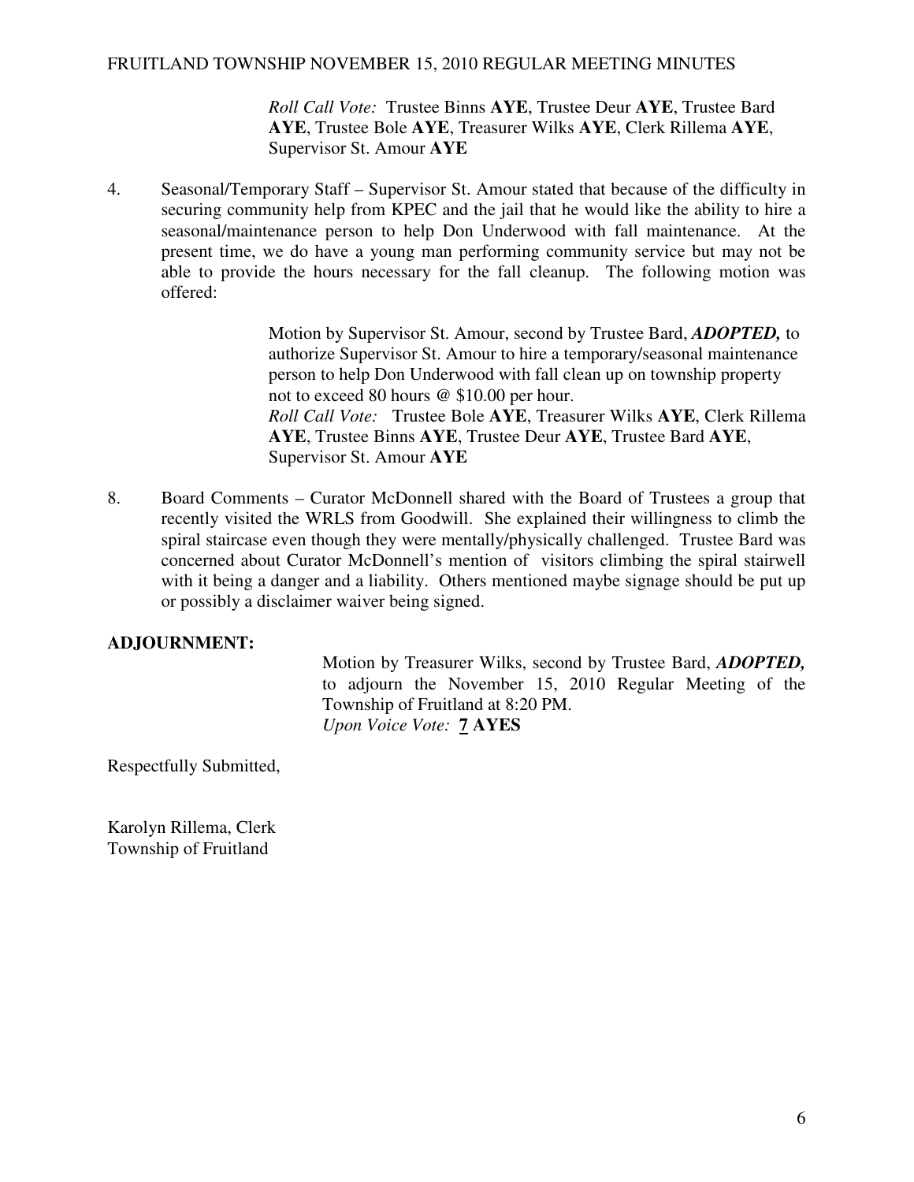*Roll Call Vote:* Trustee Binns **AYE**, Trustee Deur **AYE**, Trustee Bard **AYE**, Trustee Bole **AYE**, Treasurer Wilks **AYE**, Clerk Rillema **AYE**, Supervisor St. Amour **AYE**

4. Seasonal/Temporary Staff – Supervisor St. Amour stated that because of the difficulty in securing community help from KPEC and the jail that he would like the ability to hire a seasonal/maintenance person to help Don Underwood with fall maintenance. At the present time, we do have a young man performing community service but may not be able to provide the hours necessary for the fall cleanup. The following motion was offered:

   Motion by Supervisor St. Amour, second by Trustee Bard, ***ADOPTED,*** to authorize Supervisor St. Amour to hire a temporary/seasonal maintenance person to help Don Underwood with fall clean up on township property not to exceed 80 hours @ $10.00 per hour.
   *Roll Call Vote:* Trustee Bole **AYE**, Treasurer Wilks **AYE**, Clerk Rillema **AYE**, Trustee Binns **AYE**, Trustee Deur **AYE**, Trustee Bard **AYE**, Supervisor St. Amour **AYE**

8. Board Comments – Curator McDonnell shared with the Board of Trustees a group that recently visited the WRLS from Goodwill. She explained their willingness to climb the spiral staircase even though they were mentally/physically challenged. Trustee Bard was concerned about Curator McDonnell's mention of visitors climbing the spiral stairwell with it being a danger and a liability. Others mentioned maybe signage should be put up or possibly a disclaimer waiver being signed.

**ADJOURNMENT:**

Motion by Treasurer Wilks, second by Trustee Bard, ***ADOPTED,*** to adjourn the November 15, 2010 Regular Meeting of the Township of Fruitland at 8:20 PM.
*Upon Voice Vote:* **7 AYES**

Respectfully Submitted,

Karolyn Rillema, Clerk
Township of Fruitland